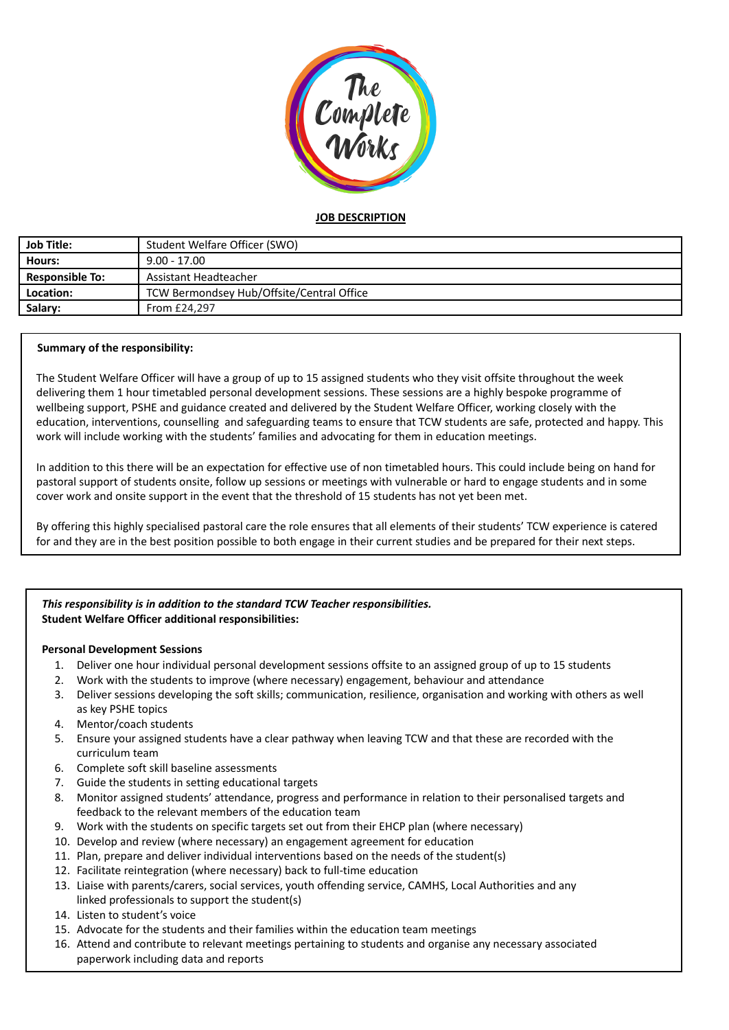**JOB DESCRIPTION**

| **Job Title:** | Student Welfare Officer (SWO) |
|---|---|
| **Hours:** | 9.00 - 17.00 |
| **Responsible To:** | Assistant Headteacher |
| **Location:** | TCW Bermondsey Hub/Offsite/Central Office |
| **Salary:** | From £24,297 |

**Summary of the responsibility:**

The Student Welfare Officer will have a group of up to 15 assigned students who they visit offsite throughout the week delivering them 1 hour timetabled personal development sessions. These sessions are a highly bespoke programme of wellbeing support, PSHE and guidance created and delivered by the Student Welfare Officer, working closely with the education, interventions, counselling and safeguarding teams to ensure that TCW students are safe, protected and happy. This work will include working with the students' families and advocating for them in education meetings.

In addition to this there will be an expectation for effective use of non timetabled hours. This could include being on hand for pastoral support of students onsite, follow up sessions or meetings with vulnerable or hard to engage students and in some cover work and onsite support in the event that the threshold of 15 students has not yet been met.

By offering this highly specialised pastoral care the role ensures that all elements of their students' TCW experience is catered for and they are in the best position possible to both engage in their current studies and be prepared for their next steps.

***This responsibility is in addition to the standard TCW Teacher responsibilities.***
**Student Welfare Officer additional responsibilities:**

**Personal Development Sessions**

1. Deliver one hour individual personal development sessions offsite to an assigned group of up to 15 students
2. Work with the students to improve (where necessary) engagement, behaviour and attendance
3. Deliver sessions developing the soft skills; communication, resilience, organisation and working with others as well as key PSHE topics
4. Mentor/coach students
5. Ensure your assigned students have a clear pathway when leaving TCW and that these are recorded with the curriculum team
6. Complete soft skill baseline assessments
7. Guide the students in setting educational targets
8. Monitor assigned students' attendance, progress and performance in relation to their personalised targets and feedback to the relevant members of the education team
9. Work with the students on specific targets set out from their EHCP plan (where necessary)
10. Develop and review (where necessary) an engagement agreement for education
11. Plan, prepare and deliver individual interventions based on the needs of the student(s)
12. Facilitate reintegration (where necessary) back to full-time education
13. Liaise with parents/carers, social services, youth offending service, CAMHS, Local Authorities and any linked professionals to support the student(s)
14. Listen to student's voice
15. Advocate for the students and their families within the education team meetings
16. Attend and contribute to relevant meetings pertaining to students and organise any necessary associated paperwork including data and reports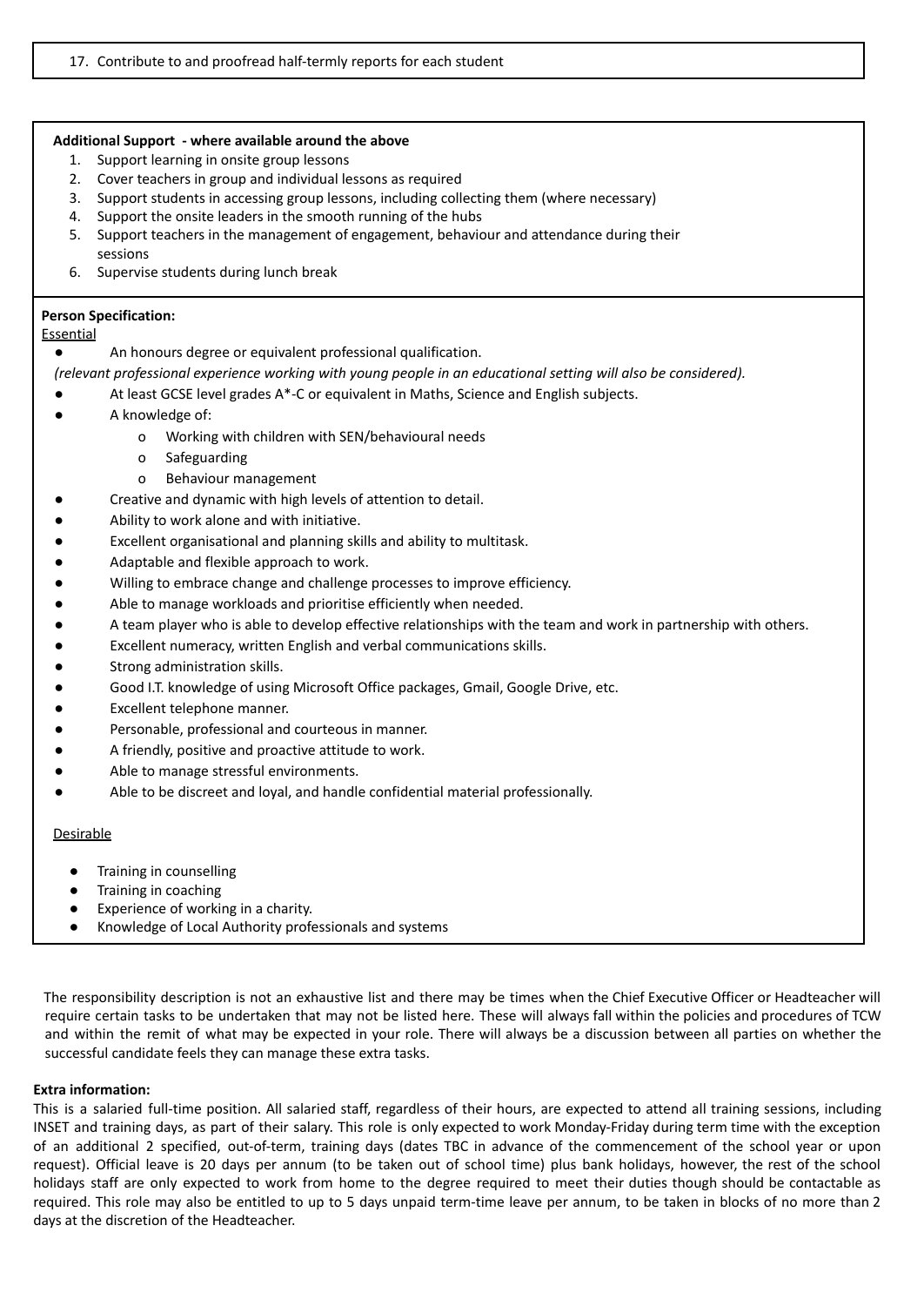17. Contribute to and proofread half-termly reports for each student

**Additional Support - where available around the above**

1. Support learning in onsite group lessons
2. Cover teachers in group and individual lessons as required
3. Support students in accessing group lessons, including collecting them (where necessary)
4. Support the onsite leaders in the smooth running of the hubs
5. Support teachers in the management of engagement, behaviour and attendance during their sessions
6. Supervise students during lunch break

**Person Specification:**

Essential

- An honours degree or equivalent professional qualification.

*(relevant professional experience working with young people in an educational setting will also be considered).*

- At least GCSE level grades A*-C or equivalent in Maths, Science and English subjects.
- A knowledge of:
  - Working with children with SEN/behavioural needs
  - Safeguarding
  - Behaviour management
- Creative and dynamic with high levels of attention to detail.
- Ability to work alone and with initiative.
- Excellent organisational and planning skills and ability to multitask.
- Adaptable and flexible approach to work.
- Willing to embrace change and challenge processes to improve efficiency.
- Able to manage workloads and prioritise efficiently when needed.
- A team player who is able to develop effective relationships with the team and work in partnership with others.
- Excellent numeracy, written English and verbal communications skills.
- Strong administration skills.
- Good I.T. knowledge of using Microsoft Office packages, Gmail, Google Drive, etc.
- Excellent telephone manner.
- Personable, professional and courteous in manner.
- A friendly, positive and proactive attitude to work.
- Able to manage stressful environments.
- Able to be discreet and loyal, and handle confidential material professionally.

Desirable

- Training in counselling
- Training in coaching
- Experience of working in a charity.
- Knowledge of Local Authority professionals and systems

The responsibility description is not an exhaustive list and there may be times when the Chief Executive Officer or Headteacher will require certain tasks to be undertaken that may not be listed here. These will always fall within the policies and procedures of TCW and within the remit of what may be expected in your role. There will always be a discussion between all parties on whether the successful candidate feels they can manage these extra tasks.

**Extra information:**

This is a salaried full-time position. All salaried staff, regardless of their hours, are expected to attend all training sessions, including INSET and training days, as part of their salary. This role is only expected to work Monday-Friday during term time with the exception of an additional 2 specified, out-of-term, training days (dates TBC in advance of the commencement of the school year or upon request). Official leave is 20 days per annum (to be taken out of school time) plus bank holidays, however, the rest of the school holidays staff are only expected to work from home to the degree required to meet their duties though should be contactable as required. This role may also be entitled to up to 5 days unpaid term-time leave per annum, to be taken in blocks of no more than 2 days at the discretion of the Headteacher.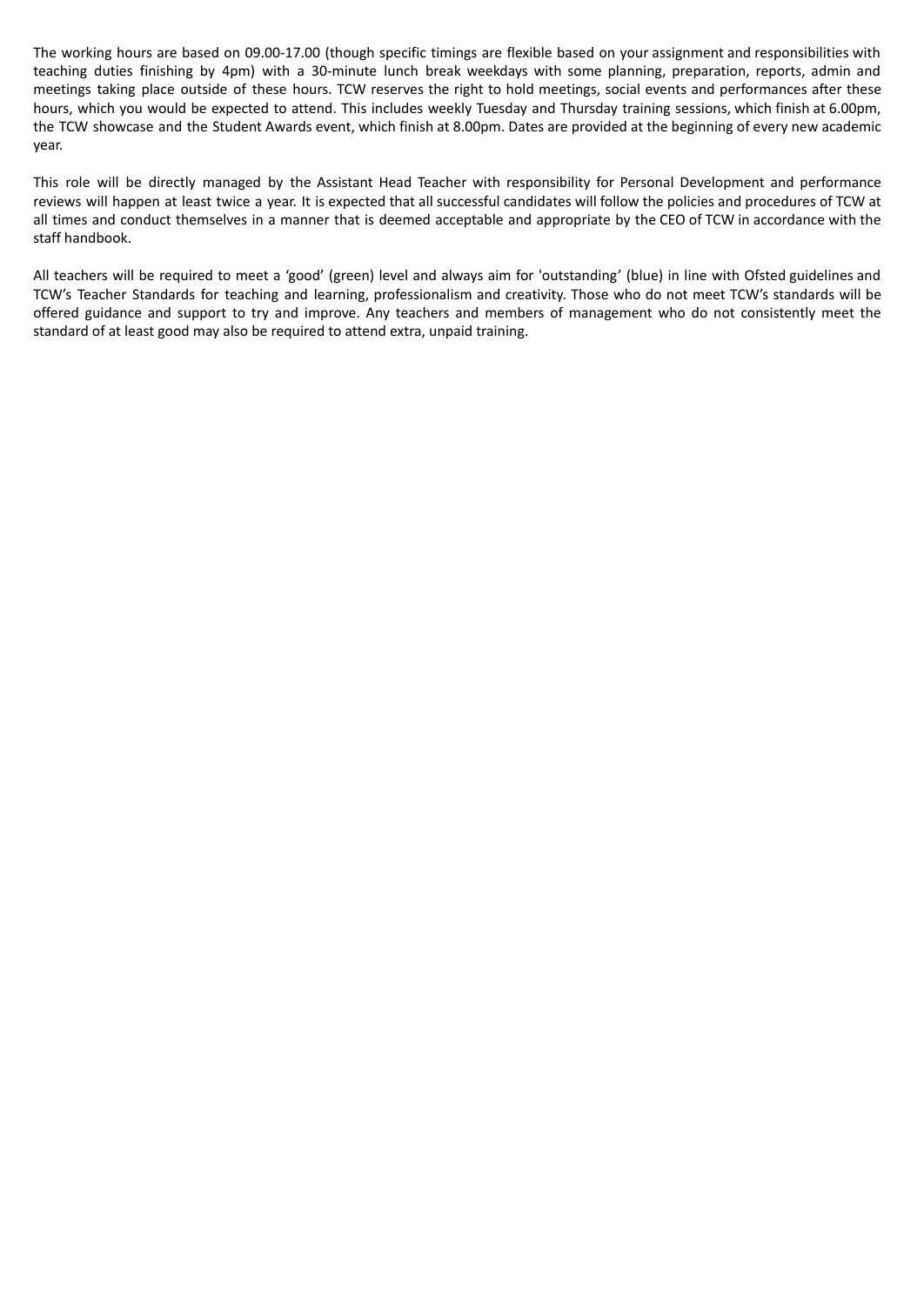The working hours are based on 09.00-17.00 (though specific timings are flexible based on your assignment and responsibilities with teaching duties finishing by 4pm) with a 30-minute lunch break weekdays with some planning, preparation, reports, admin and meetings taking place outside of these hours. TCW reserves the right to hold meetings, social events and performances after these hours, which you would be expected to attend. This includes weekly Tuesday and Thursday training sessions, which finish at 6.00pm, the TCW showcase and the Student Awards event, which finish at 8.00pm. Dates are provided at the beginning of every new academic year.

This role will be directly managed by the Assistant Head Teacher with responsibility for Personal Development and performance reviews will happen at least twice a year. It is expected that all successful candidates will follow the policies and procedures of TCW at all times and conduct themselves in a manner that is deemed acceptable and appropriate by the CEO of TCW in accordance with the staff handbook.

All teachers will be required to meet a 'good' (green) level and always aim for 'outstanding' (blue) in line with Ofsted guidelines and TCW's Teacher Standards for teaching and learning, professionalism and creativity. Those who do not meet TCW's standards will be offered guidance and support to try and improve. Any teachers and members of management who do not consistently meet the standard of at least good may also be required to attend extra, unpaid training.